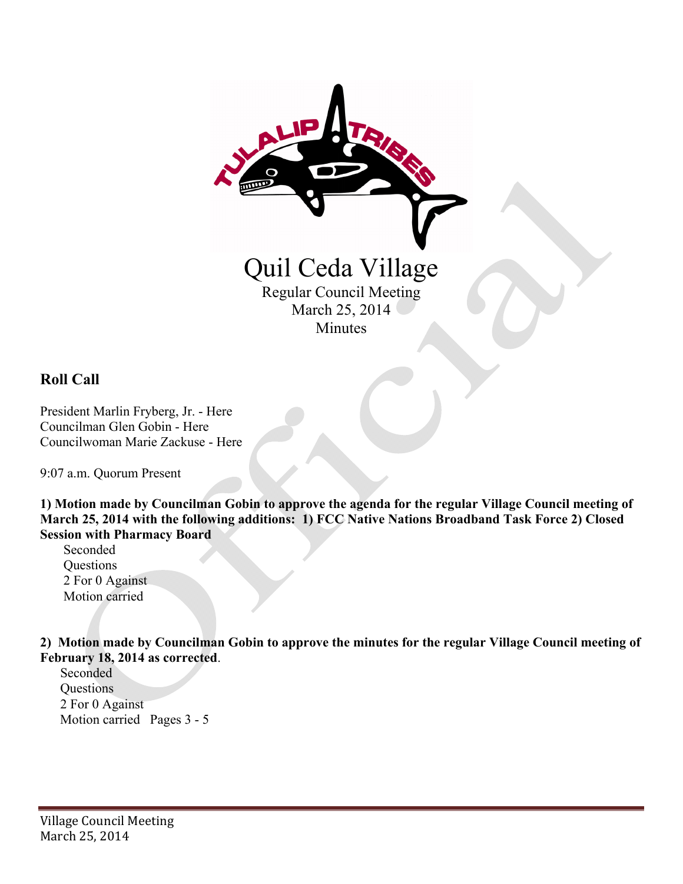# Quil Ceda Village

Regular Council Meeting
March 25, 2014
Minutes

## Roll Call

President Marlin Fryberg, Jr. - Here
Councilman Glen Gobin - Here
Councilwoman Marie Zackuse - Here

9:07 a.m. Quorum Present

**1) Motion made by Councilman Gobin to approve the agenda for the regular Village Council meeting of March 25, 2014 with the following additions: 1) FCC Native Nations Broadband Task Force 2) Closed Session with Pharmacy Board**

Seconded
Questions
2 For 0 Against
Motion carried

**2) Motion made by Councilman Gobin to approve the minutes for the regular Village Council meeting of February 18, 2014 as corrected**.

Seconded
Questions
2 For 0 Against
Motion carried Pages 3 - 5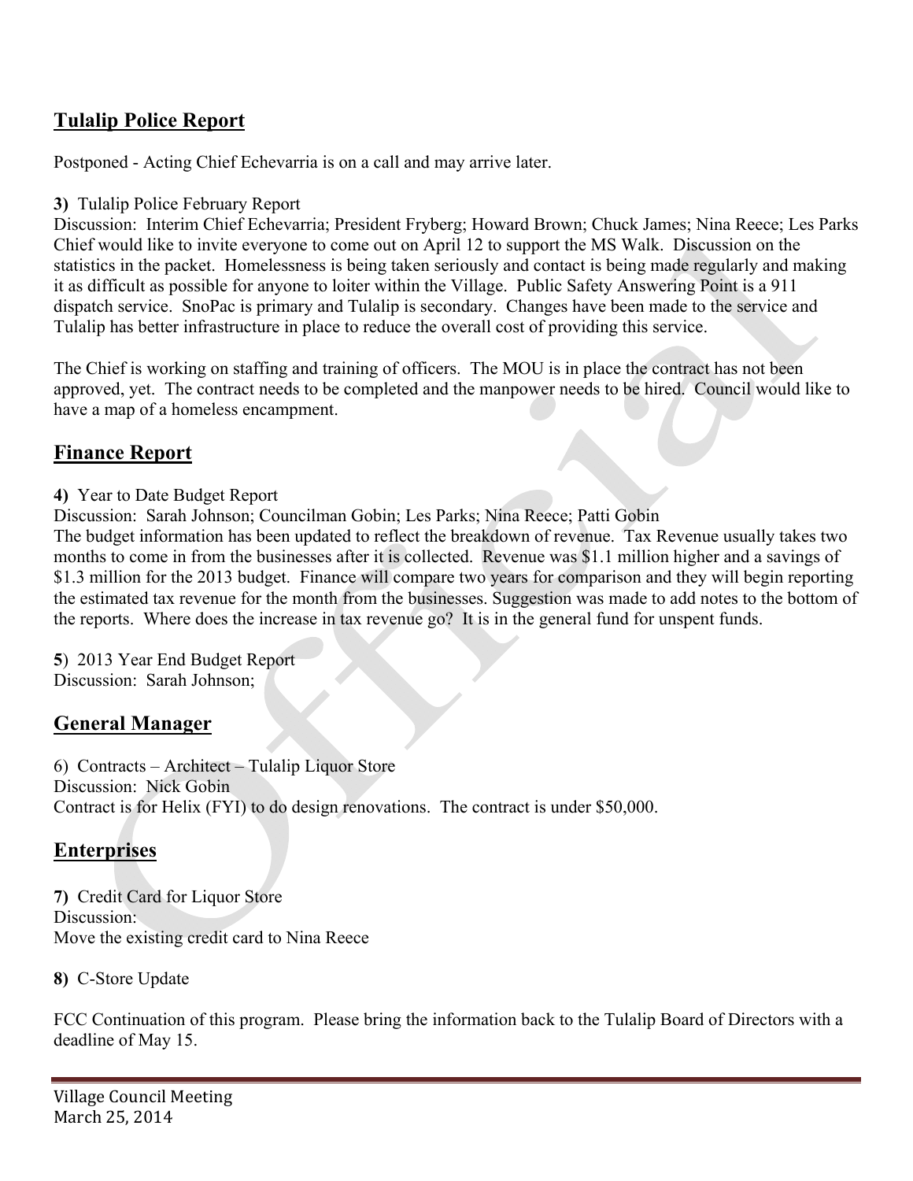## Tulalip Police Report

Postponed - Acting Chief Echevarria is on a call and may arrive later.

**3)** Tulalip Police February Report
Discussion: Interim Chief Echevarria; President Fryberg; Howard Brown; Chuck James; Nina Reece; Les Parks
Chief would like to invite everyone to come out on April 12 to support the MS Walk. Discussion on the statistics in the packet. Homelessness is being taken seriously and contact is being made regularly and making it as difficult as possible for anyone to loiter within the Village. Public Safety Answering Point is a 911 dispatch service. SnoPac is primary and Tulalip is secondary. Changes have been made to the service and Tulalip has better infrastructure in place to reduce the overall cost of providing this service.

The Chief is working on staffing and training of officers. The MOU is in place the contract has not been approved, yet. The contract needs to be completed and the manpower needs to be hired. Council would like to have a map of a homeless encampment.

## Finance Report

**4)** Year to Date Budget Report
Discussion: Sarah Johnson; Councilman Gobin; Les Parks; Nina Reece; Patti Gobin
The budget information has been updated to reflect the breakdown of revenue. Tax Revenue usually takes two months to come in from the businesses after it is collected. Revenue was $1.1 million higher and a savings of $1.3 million for the 2013 budget. Finance will compare two years for comparison and they will begin reporting the estimated tax revenue for the month from the businesses. Suggestion was made to add notes to the bottom of the reports. Where does the increase in tax revenue go? It is in the general fund for unspent funds.

**5**) 2013 Year End Budget Report
Discussion: Sarah Johnson;

## General Manager

6) Contracts – Architect – Tulalip Liquor Store
Discussion: Nick Gobin
Contract is for Helix (FYI) to do design renovations. The contract is under $50,000.

## Enterprises

**7)** Credit Card for Liquor Store
Discussion:
Move the existing credit card to Nina Reece

**8)** C-Store Update

FCC Continuation of this program. Please bring the information back to the Tulalip Board of Directors with a deadline of May 15.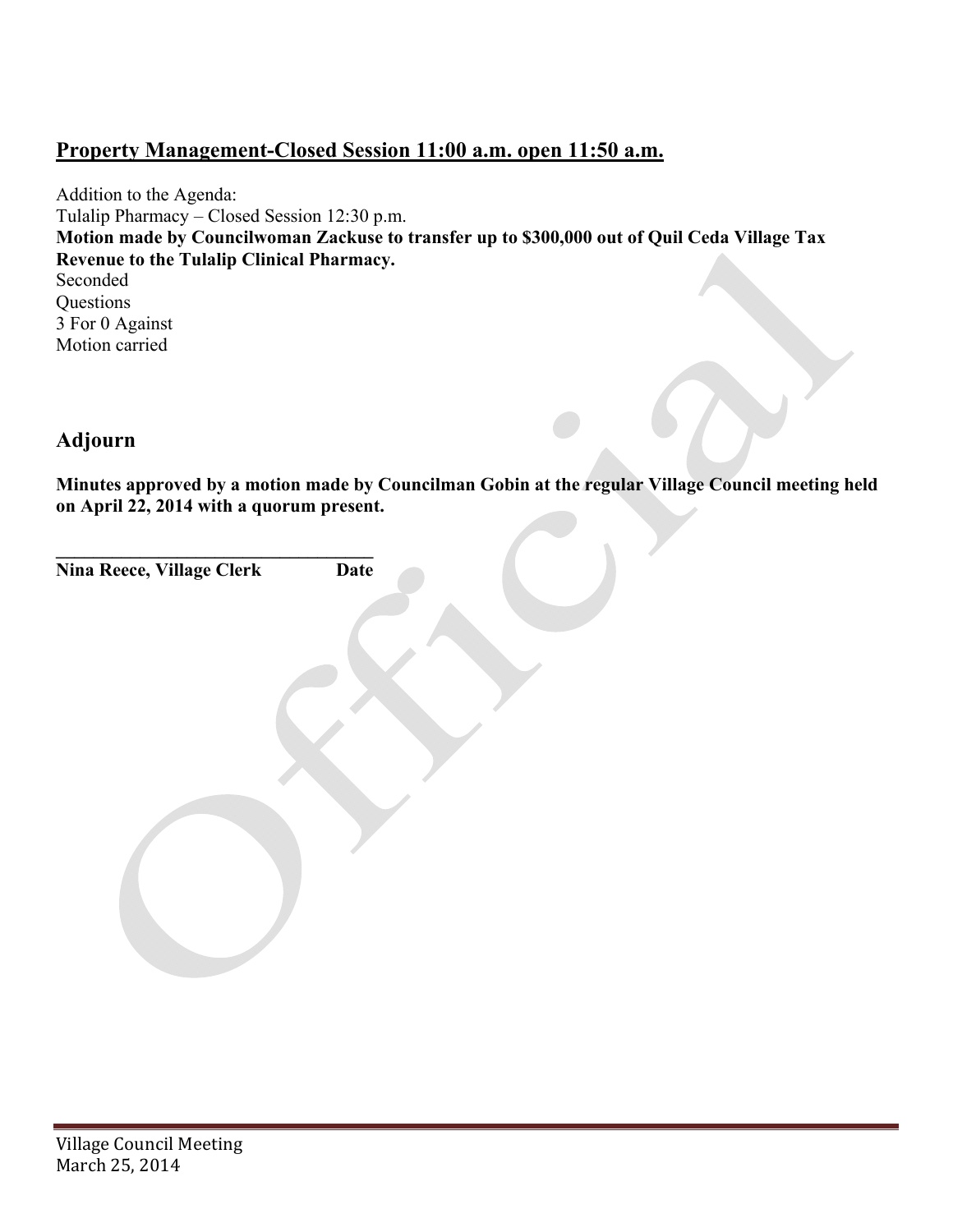## Property Management-Closed Session 11:00 a.m. open 11:50 a.m.

Addition to the Agenda:
Tulalip Pharmacy – Closed Session 12:30 p.m.
**Motion made by Councilwoman Zackuse to transfer up to $300,000 out of Quil Ceda Village Tax Revenue to the Tulalip Clinical Pharmacy.**
Seconded
Questions
3 For 0 Against
Motion carried

## Adjourn

**Minutes approved by a motion made by Councilman Gobin at the regular Village Council meeting held on April 22, 2014 with a quorum present.**

**\_\_\_\_\_\_\_\_\_\_\_\_\_\_\_\_\_\_\_\_\_\_\_\_\_\_\_\_\_\_\_\_\_\_\_\_**
**Nina Reece, Village Clerk Date**